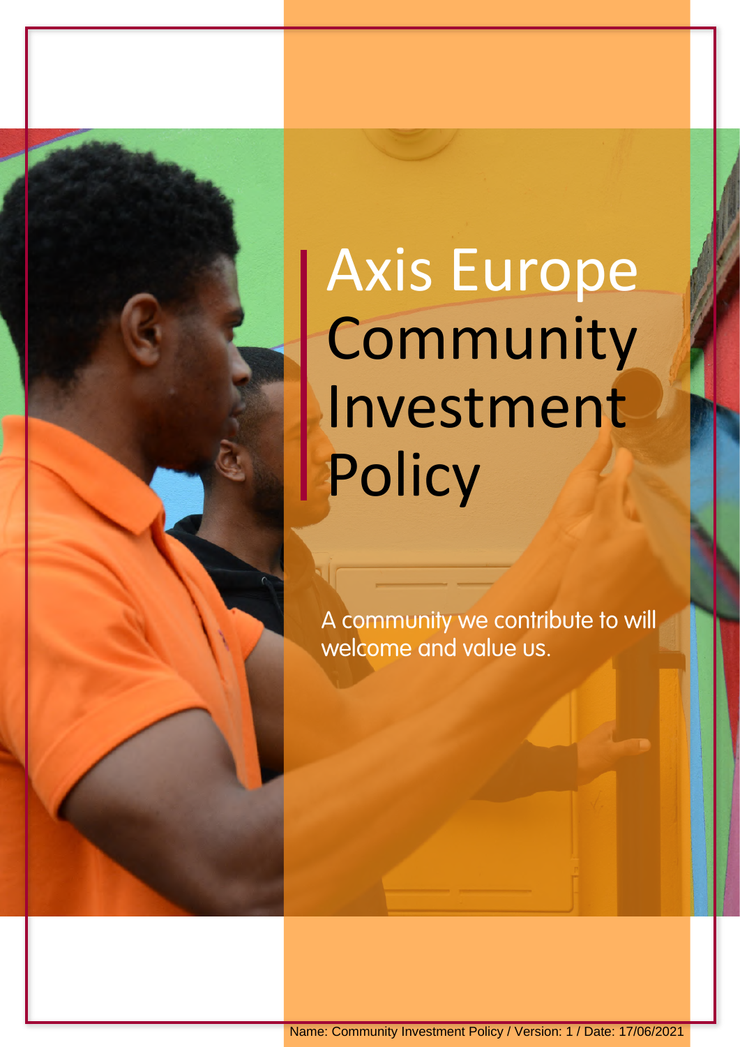# Axis Europe Community Investment Policy

A community we contribute to will welcome and value us.

Name: Community Investment Policy / Version: 1 / Date: 17/06/2021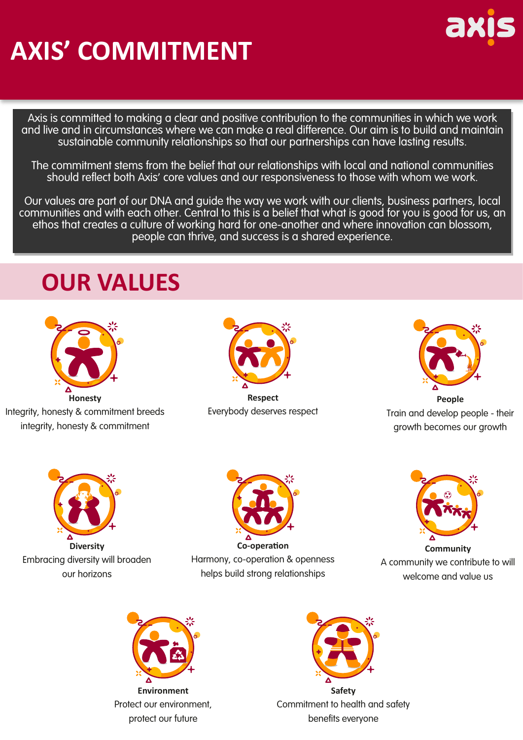# AXIS' COMMITMENT

Axis is committed to making a clear and positive contribution to the communities in which we work and live and in circumstances where we can make a real difference. Our aim is to build and maintain sustainable community relationships so that our partnerships can have lasting results.

The commitment stems from the belief that our relationships with local and national communities should reflect both Axis' core values and our responsiveness to those with whom we work.

Our values are part of our DNA and guide the way we work with our clients, business partners, local communities and with each other. Central to this is a belief that what is good for you is good for us, an ethos that creates a culture of working hard for one-another and where innovation can blossom, people can thrive, and success is a shared experience.

## OUR VALUES

**Honesty**
Integrity, honesty & commitment breeds integrity, honesty & commitment

**Respect**
Everybody deserves respect

**People**
Train and develop people - their growth becomes our growth

**Diversity**
Embracing diversity will broaden our horizons

**Co-operation**
Harmony, co-operation & openness helps build strong relationships

**Community**
A community we contribute to will welcome and value us

**Environment**
Protect our environment, protect our future

**Safety**
Commitment to health and safety benefits everyone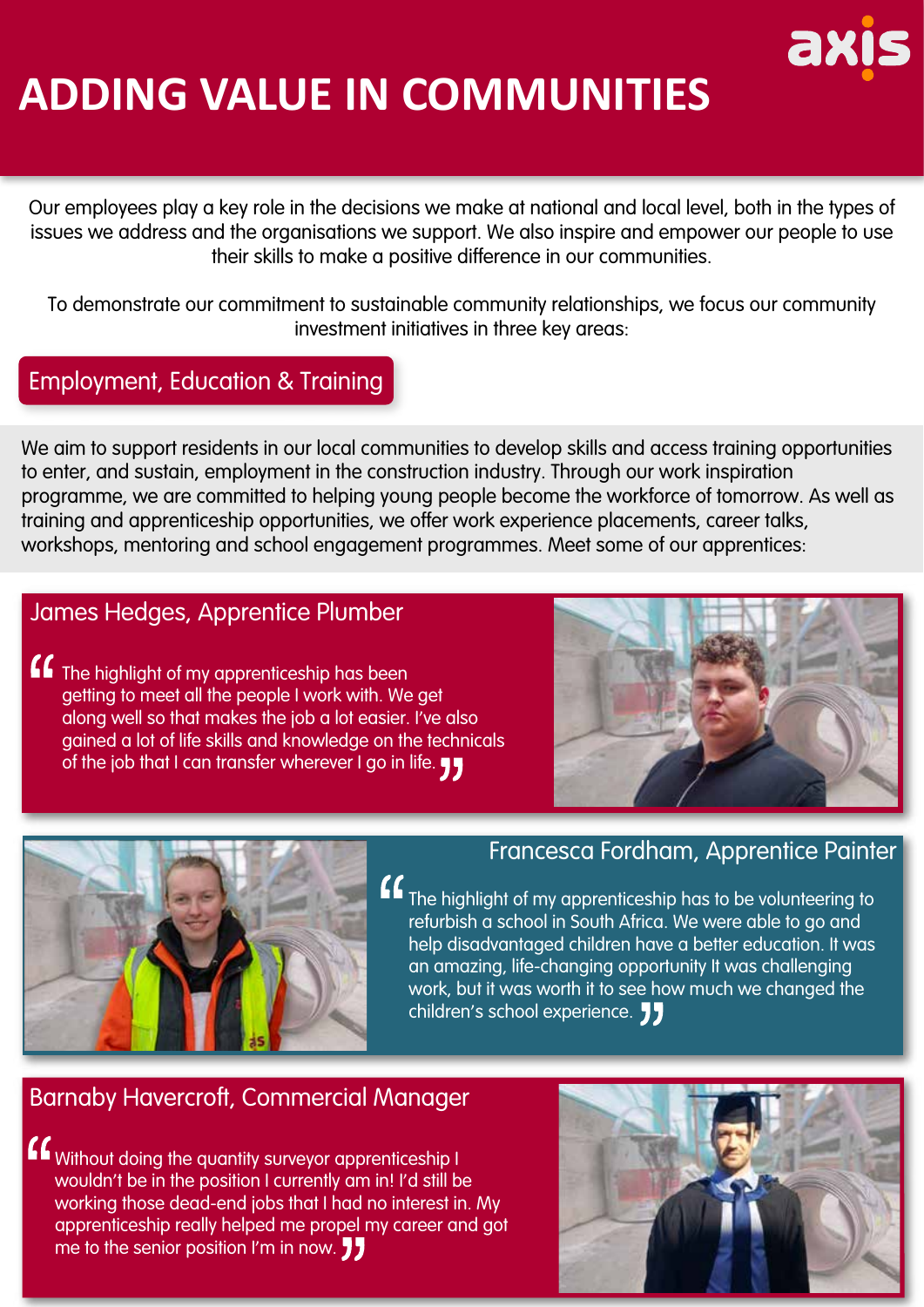# ADDING VALUE IN COMMUNITIES

Our employees play a key role in the decisions we make at national and local level, both in the types of issues we address and the organisations we support. We also inspire and empower our people to use their skills to make a positive difference in our communities.

To demonstrate our commitment to sustainable community relationships, we focus our community investment initiatives in three key areas:

## Employment, Education & Training

We aim to support residents in our local communities to develop skills and access training opportunities to enter, and sustain, employment in the construction industry. Through our work inspiration programme, we are committed to helping young people become the workforce of tomorrow. As well as training and apprenticeship opportunities, we offer work experience placements, career talks, workshops, mentoring and school engagement programmes. Meet some of our apprentices:

### James Hedges, Apprentice Plumber

"The highlight of my apprenticeship has been getting to meet all the people I work with. We get along well so that makes the job a lot easier. I've also gained a lot of life skills and knowledge on the technicals of the job that I can transfer wherever I go in life."

### Francesca Fordham, Apprentice Painter

"The highlight of my apprenticeship has to be volunteering to refurbish a school in South Africa. We were able to go and help disadvantaged children have a better education. It was an amazing, life-changing opportunity It was challenging work, but it was worth it to see how much we changed the children's school experience."

### Barnaby Havercroft, Commercial Manager

"Without doing the quantity surveyor apprenticeship I wouldn't be in the position I currently am in! I'd still be working those dead-end jobs that I had no interest in. My apprenticeship really helped me propel my career and got me to the senior position I'm in now."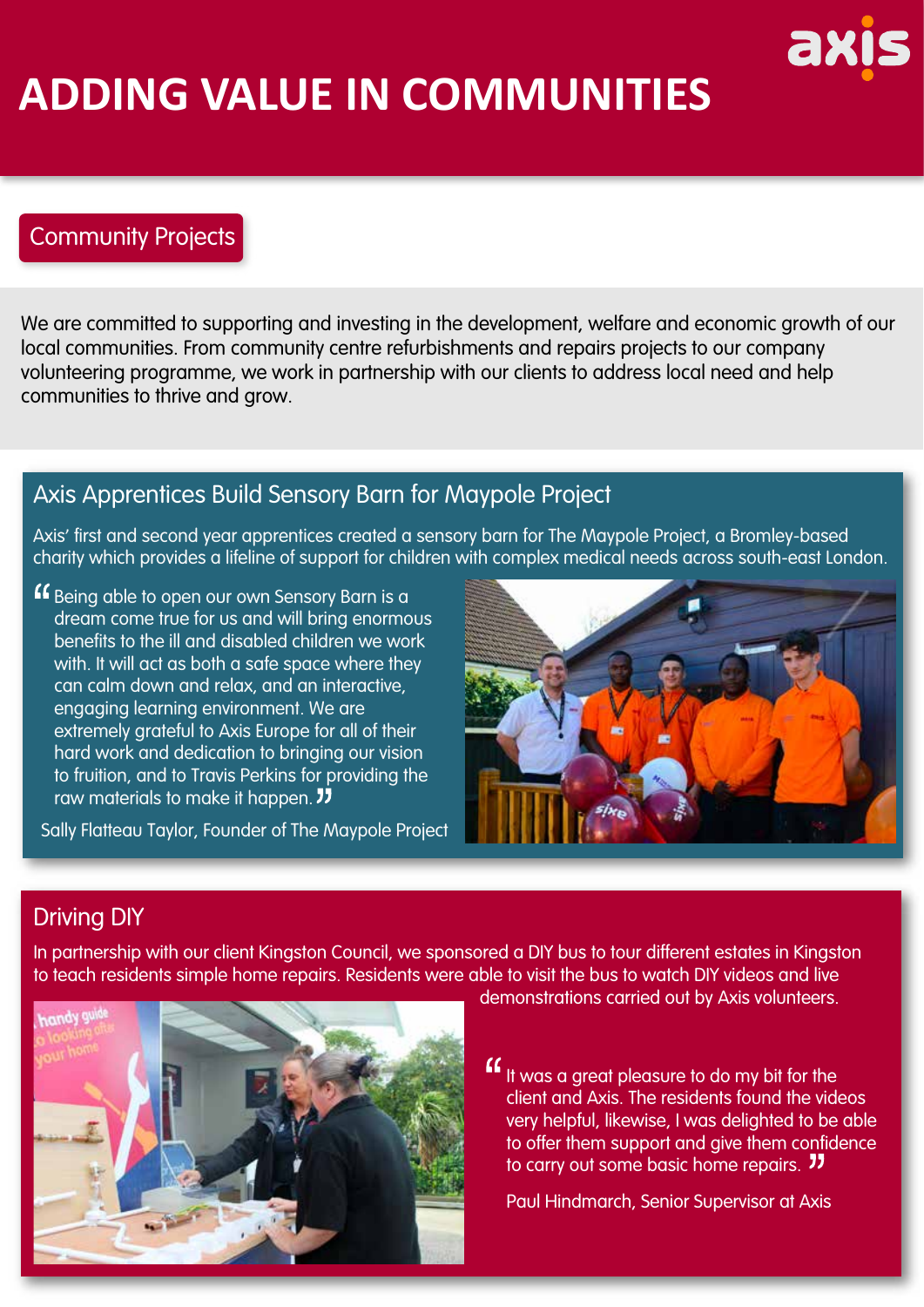# ADDING VALUE IN COMMUNITIES

## Community Projects

We are committed to supporting and investing in the development, welfare and economic growth of our local communities. From community centre refurbishments and repairs projects to our company volunteering programme, we work in partnership with our clients to address local need and help communities to thrive and grow.

### Axis Apprentices Build Sensory Barn for Maypole Project

Axis' first and second year apprentices created a sensory barn for The Maypole Project, a Bromley-based charity which provides a lifeline of support for children with complex medical needs across south-east London.

> "Being able to open our own Sensory Barn is a dream come true for us and will bring enormous benefits to the ill and disabled children we work with. It will act as both a safe space where they can calm down and relax, and an interactive, engaging learning environment. We are extremely grateful to Axis Europe for all of their hard work and dedication to bringing our vision to fruition, and to Travis Perkins for providing the raw materials to make it happen."

Sally Flatteau Taylor, Founder of The Maypole Project

### Driving DIY

In partnership with our client Kingston Council, we sponsored a DIY bus to tour different estates in Kingston to teach residents simple home repairs. Residents were able to visit the bus to watch DIY videos and live demonstrations carried out by Axis volunteers.

> "It was a great pleasure to do my bit for the client and Axis. The residents found the videos very helpful, likewise, I was delighted to be able to offer them support and give them confidence to carry out some basic home repairs."

Paul Hindmarch, Senior Supervisor at Axis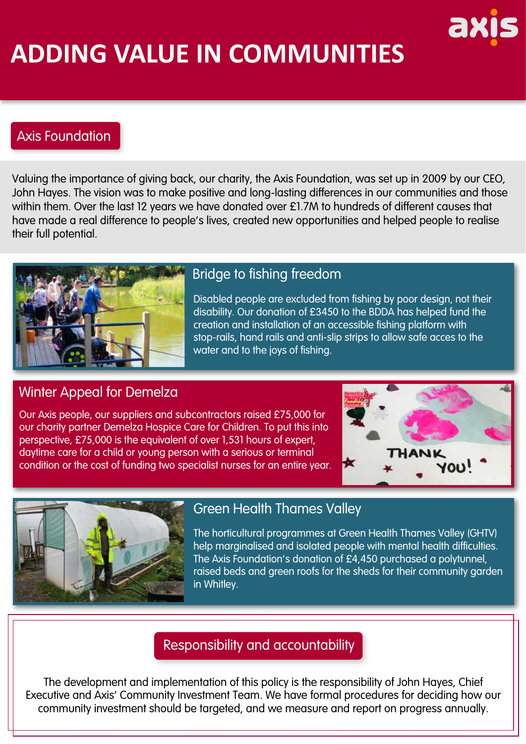# ADDING VALUE IN COMMUNITIES

## Axis Foundation

Valuing the importance of giving back, our charity, the Axis Foundation, was set up in 2009 by our CEO, John Hayes. The vision was to make positive and long-lasting differences in our communities and those within them. Over the last 12 years we have donated over £1.7M to hundreds of different causes that have made a real difference to people's lives, created new opportunities and helped people to realise their full potential.

### Bridge to fishing freedom

Disabled people are excluded from fishing by poor design, not their disability. Our donation of £3450 to the BDDA has helped fund the creation and installation of an accessible fishing platform with stop-rails, hand rails and anti-slip strips to allow safe acces to the water and to the joys of fishing.

### Winter Appeal for Demelza

Our Axis people, our suppliers and subcontractors raised £75,000 for our charity partner Demelza Hospice Care for Children. To put this into perspective, £75,000 is the equivalent of over 1,531 hours of expert, daytime care for a child or young person with a serious or terminal condition or the cost of funding two specialist nurses for an entire year.

### Green Health Thames Valley

The horticultural programmes at Green Health Thames Valley (GHTV) help marginalised and isolated people with mental health difficulties. The Axis Foundation's donation of £4,450 purchased a polytunnel, raised beds and green roofs for the sheds for their community garden in Whitley.

## Responsibility and accountability

The development and implementation of this policy is the responsibility of John Hayes, Chief Executive and Axis' Community Investment Team. We have formal procedures for deciding how our community investment should be targeted, and we measure and report on progress annually.